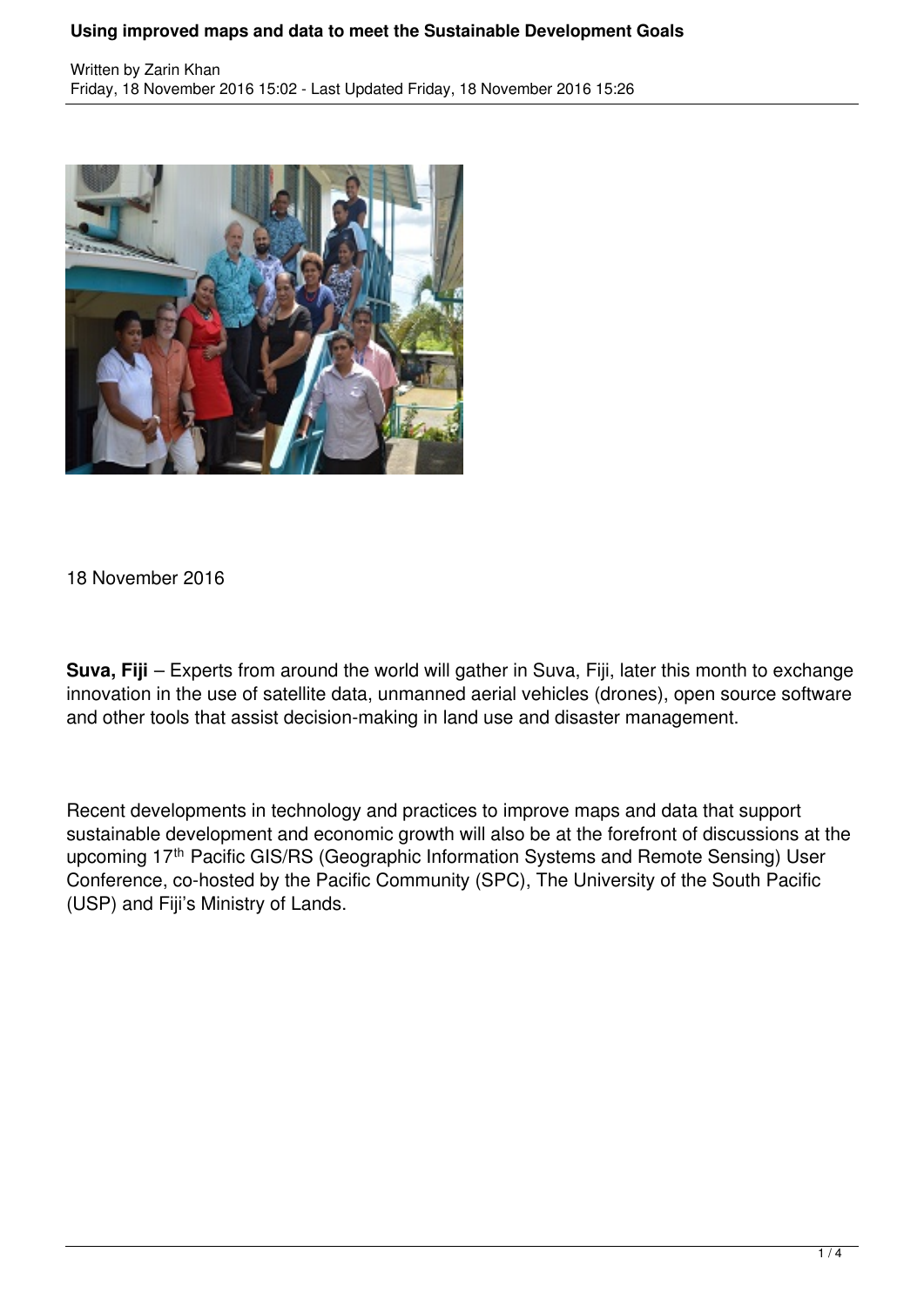# Using improved maps and data to meet the Sustainable Development Goals

Written by Zarin Khan
Friday, 18 November 2016 15:02 - Last Updated Friday, 18 November 2016 15:26

18 November 2016

**Suva, Fiji** – Experts from around the world will gather in Suva, Fiji, later this month to exchange innovation in the use of satellite data, unmanned aerial vehicles (drones), open source software and other tools that assist decision-making in land use and disaster management.

Recent developments in technology and practices to improve maps and data that support sustainable development and economic growth will also be at the forefront of discussions at the upcoming 17th Pacific GIS/RS (Geographic Information Systems and Remote Sensing) User Conference, co-hosted by the Pacific Community (SPC), The University of the South Pacific (USP) and Fiji's Ministry of Lands.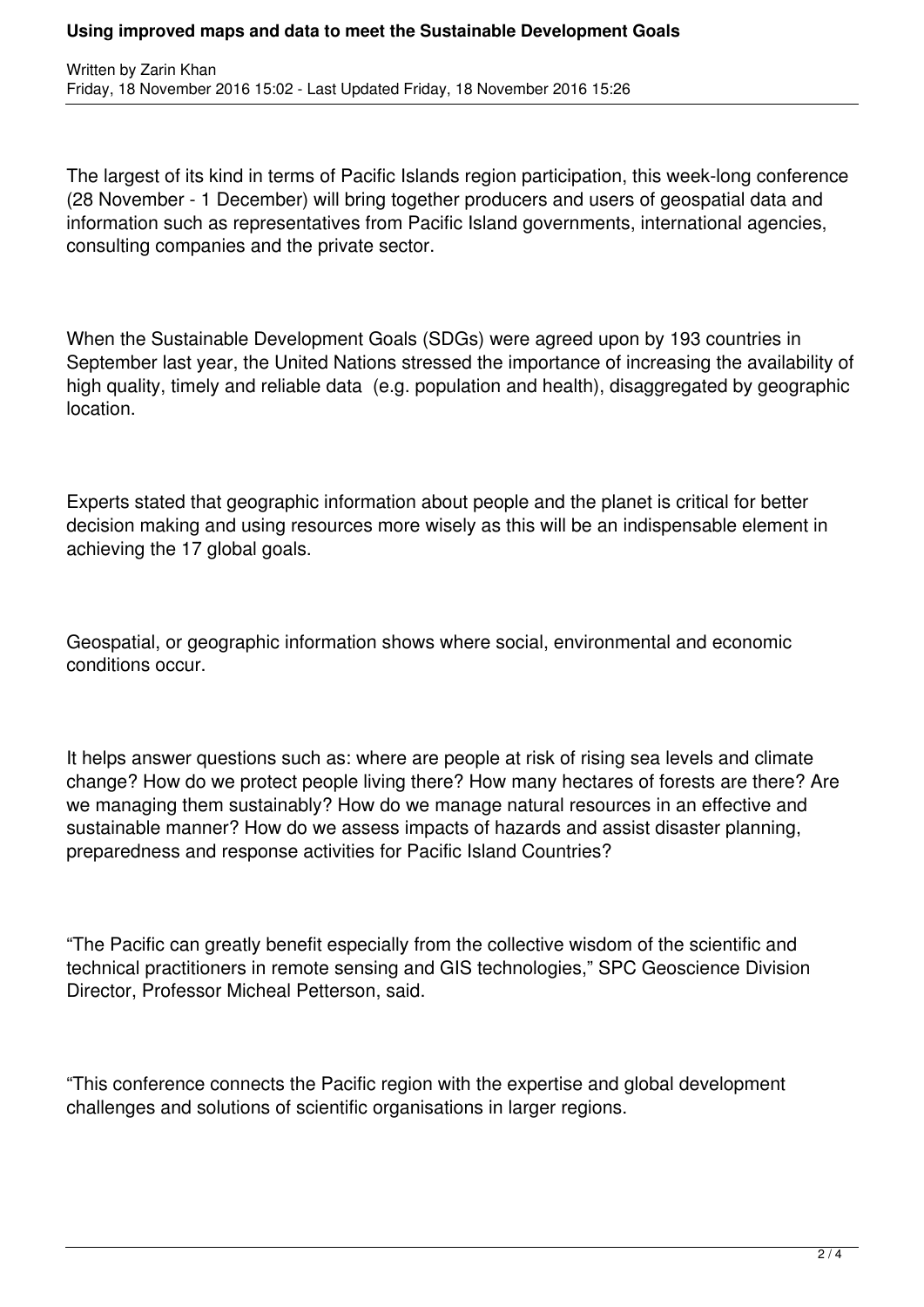The largest of its kind in terms of Pacific Islands region participation, this week-long conference (28 November - 1 December) will bring together producers and users of geospatial data and information such as representatives from Pacific Island governments, international agencies, consulting companies and the private sector.

When the Sustainable Development Goals (SDGs) were agreed upon by 193 countries in September last year, the United Nations stressed the importance of increasing the availability of high quality, timely and reliable data (e.g. population and health), disaggregated by geographic location.

Experts stated that geographic information about people and the planet is critical for better decision making and using resources more wisely as this will be an indispensable element in achieving the 17 global goals.

Geospatial, or geographic information shows where social, environmental and economic conditions occur.

It helps answer questions such as: where are people at risk of rising sea levels and climate change? How do we protect people living there? How many hectares of forests are there? Are we managing them sustainably? How do we manage natural resources in an effective and sustainable manner? How do we assess impacts of hazards and assist disaster planning, preparedness and response activities for Pacific Island Countries?

"The Pacific can greatly benefit especially from the collective wisdom of the scientific and technical practitioners in remote sensing and GIS technologies," SPC Geoscience Division Director, Professor Micheal Petterson, said.

"This conference connects the Pacific region with the expertise and global development challenges and solutions of scientific organisations in larger regions.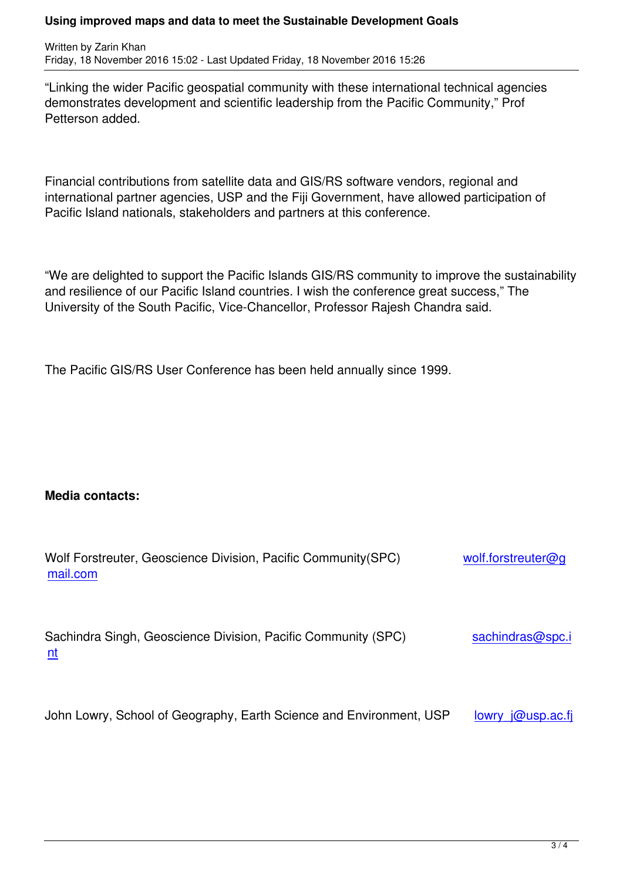"Linking the wider Pacific geospatial community with these international technical agencies demonstrates development and scientific leadership from the Pacific Community," Prof Petterson added.

Financial contributions from satellite data and GIS/RS software vendors, regional and international partner agencies, USP and the Fiji Government, have allowed participation of Pacific Island nationals, stakeholders and partners at this conference.

"We are delighted to support the Pacific Islands GIS/RS community to improve the sustainability and resilience of our Pacific Island countries. I wish the conference great success," The University of the South Pacific, Vice-Chancellor, Professor Rajesh Chandra said.

The Pacific GIS/RS User Conference has been held annually since 1999.

**Media contacts:**

Wolf Forstreuter, Geoscience Division, Pacific Community(SPC) wolf.forstreuter@gmail.com

Sachindra Singh, Geoscience Division, Pacific Community (SPC) sachindras@spc.int

John Lowry, School of Geography, Earth Science and Environment, USP lowry_j@usp.ac.fj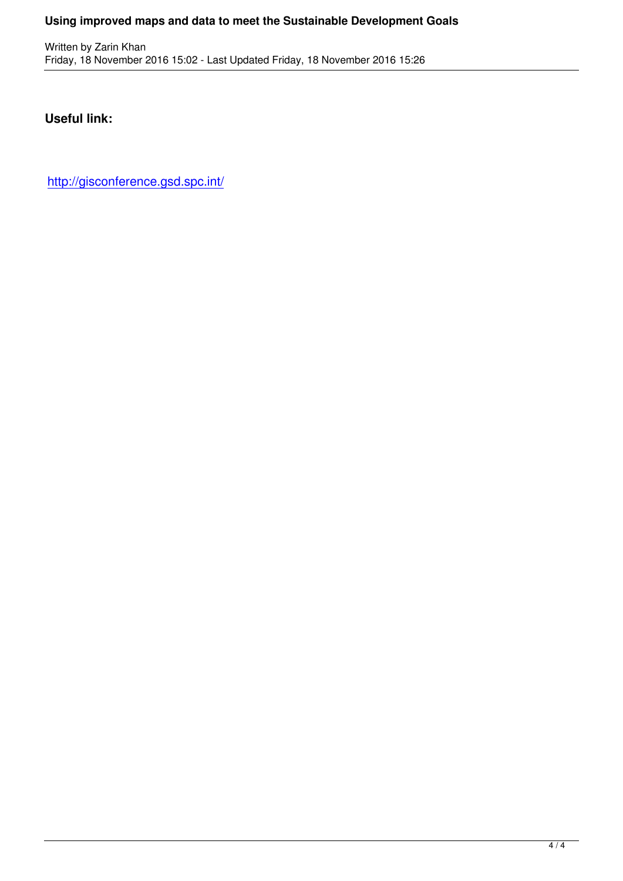**Useful link:**

http://gisconference.gsd.spc.int/